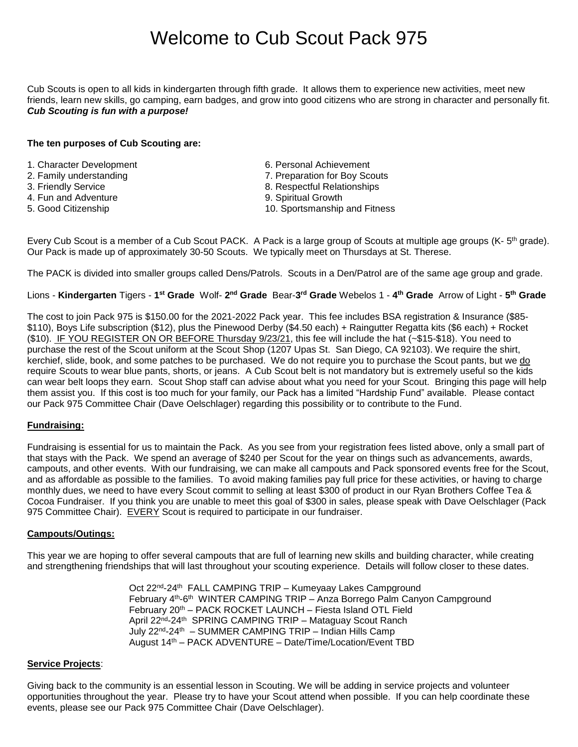# Welcome to Cub Scout Pack 975

Cub Scouts is open to all kids in kindergarten through fifth grade. It allows them to experience new activities, meet new friends, learn new skills, go camping, earn badges, and grow into good citizens who are strong in character and personally fit. ***Cub Scouting is fun with a purpose!***

**The ten purposes of Cub Scouting are:**

1. Character Development
2. Family understanding
3. Friendly Service
4. Fun and Adventure
5. Good Citizenship
6. Personal Achievement
7. Preparation for Boy Scouts
8. Respectful Relationships
9. Spiritual Growth
10. Sportsmanship and Fitness

Every Cub Scout is a member of a Cub Scout PACK. A Pack is a large group of Scouts at multiple age groups (K- 5th grade). Our Pack is made up of approximately 30-50 Scouts. We typically meet on Thursdays at St. Therese.

The PACK is divided into smaller groups called Dens/Patrols. Scouts in a Den/Patrol are of the same age group and grade.

Lions - **Kindergarten** Tigers - **1st Grade** Wolf- **2nd Grade** Bear-**3rd Grade** Webelos 1 - **4th Grade** Arrow of Light - **5th Grade**

The cost to join Pack 975 is $150.00 for the 2021-2022 Pack year. This fee includes BSA registration & Insurance ($85-$110), Boys Life subscription ($12), plus the Pinewood Derby ($4.50 each) + Raingutter Regatta kits ($6 each) + Rocket ($10). IF YOU REGISTER ON OR BEFORE Thursday 9/23/21, this fee will include the hat (~$15-$18). You need to purchase the rest of the Scout uniform at the Scout Shop (1207 Upas St. San Diego, CA 92103). We require the shirt, kerchief, slide, book, and some patches to be purchased. We do not require you to purchase the Scout pants, but we do require Scouts to wear blue pants, shorts, or jeans. A Cub Scout belt is not mandatory but is extremely useful so the kids can wear belt loops they earn. Scout Shop staff can advise about what you need for your Scout. Bringing this page will help them assist you. If this cost is too much for your family, our Pack has a limited "Hardship Fund" available. Please contact our Pack 975 Committee Chair (Dave Oelschlager) regarding this possibility or to contribute to the Fund.

## Fundraising:

Fundraising is essential for us to maintain the Pack. As you see from your registration fees listed above, only a small part of that stays with the Pack. We spend an average of $240 per Scout for the year on things such as advancements, awards, campouts, and other events. With our fundraising, we can make all campouts and Pack sponsored events free for the Scout, and as affordable as possible to the families. To avoid making families pay full price for these activities, or having to charge monthly dues, we need to have every Scout commit to selling at least $300 of product in our Ryan Brothers Coffee Tea & Cocoa Fundraiser. If you think you are unable to meet this goal of $300 in sales, please speak with Dave Oelschlager (Pack 975 Committee Chair). EVERY Scout is required to participate in our fundraiser.

## Campouts/Outings:

This year we are hoping to offer several campouts that are full of learning new skills and building character, while creating and strengthening friendships that will last throughout your scouting experience. Details will follow closer to these dates.

Oct 22nd-24th FALL CAMPING TRIP – Kumeyaay Lakes Campground
February 4th-6th WINTER CAMPING TRIP – Anza Borrego Palm Canyon Campground
February 20th – PACK ROCKET LAUNCH – Fiesta Island OTL Field
April 22nd-24th SPRING CAMPING TRIP – Mataguay Scout Ranch
July 22nd-24th – SUMMER CAMPING TRIP – Indian Hills Camp
August 14th – PACK ADVENTURE – Date/Time/Location/Event TBD

## Service Projects:

Giving back to the community is an essential lesson in Scouting. We will be adding in service projects and volunteer opportunities throughout the year. Please try to have your Scout attend when possible. If you can help coordinate these events, please see our Pack 975 Committee Chair (Dave Oelschlager).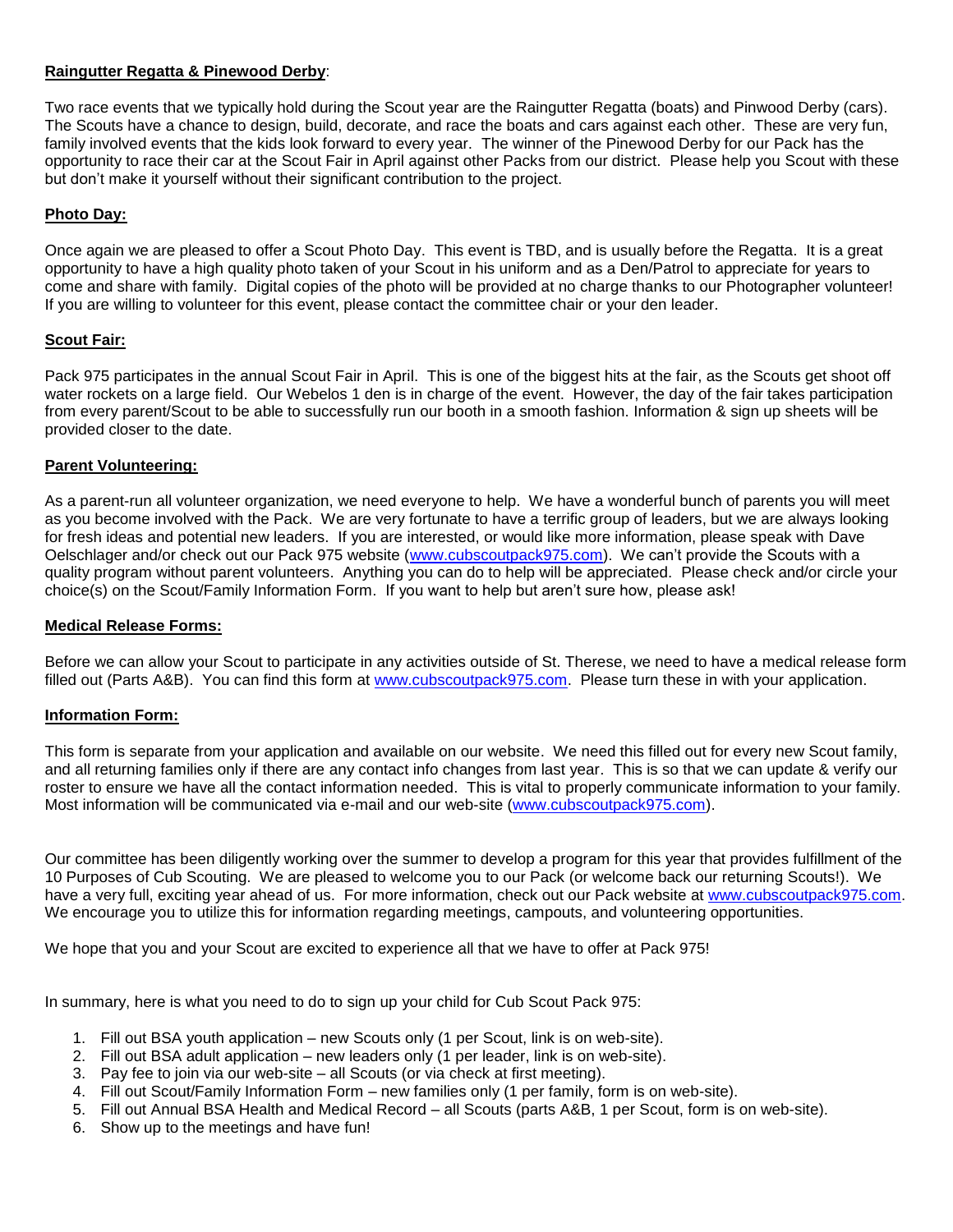**Raingutter Regatta & Pinewood Derby**:

Two race events that we typically hold during the Scout year are the Raingutter Regatta (boats) and Pinwood Derby (cars). The Scouts have a chance to design, build, decorate, and race the boats and cars against each other. These are very fun, family involved events that the kids look forward to every year. The winner of the Pinewood Derby for our Pack has the opportunity to race their car at the Scout Fair in April against other Packs from our district. Please help you Scout with these but don't make it yourself without their significant contribution to the project.

**Photo Day:**

Once again we are pleased to offer a Scout Photo Day. This event is TBD, and is usually before the Regatta. It is a great opportunity to have a high quality photo taken of your Scout in his uniform and as a Den/Patrol to appreciate for years to come and share with family. Digital copies of the photo will be provided at no charge thanks to our Photographer volunteer! If you are willing to volunteer for this event, please contact the committee chair or your den leader.

**Scout Fair:**

Pack 975 participates in the annual Scout Fair in April. This is one of the biggest hits at the fair, as the Scouts get shoot off water rockets on a large field. Our Webelos 1 den is in charge of the event. However, the day of the fair takes participation from every parent/Scout to be able to successfully run our booth in a smooth fashion. Information & sign up sheets will be provided closer to the date.

**Parent Volunteering:**

As a parent-run all volunteer organization, we need everyone to help. We have a wonderful bunch of parents you will meet as you become involved with the Pack. We are very fortunate to have a terrific group of leaders, but we are always looking for fresh ideas and potential new leaders. If you are interested, or would like more information, please speak with Dave Oelschlager and/or check out our Pack 975 website (www.cubscoutpack975.com). We can't provide the Scouts with a quality program without parent volunteers. Anything you can do to help will be appreciated. Please check and/or circle your choice(s) on the Scout/Family Information Form. If you want to help but aren't sure how, please ask!

**Medical Release Forms:**

Before we can allow your Scout to participate in any activities outside of St. Therese, we need to have a medical release form filled out (Parts A&B). You can find this form at www.cubscoutpack975.com. Please turn these in with your application.

**Information Form:**

This form is separate from your application and available on our website. We need this filled out for every new Scout family, and all returning families only if there are any contact info changes from last year. This is so that we can update & verify our roster to ensure we have all the contact information needed. This is vital to properly communicate information to your family. Most information will be communicated via e-mail and our web-site (www.cubscoutpack975.com).

Our committee has been diligently working over the summer to develop a program for this year that provides fulfillment of the 10 Purposes of Cub Scouting. We are pleased to welcome you to our Pack (or welcome back our returning Scouts!). We have a very full, exciting year ahead of us. For more information, check out our Pack website at www.cubscoutpack975.com. We encourage you to utilize this for information regarding meetings, campouts, and volunteering opportunities.

We hope that you and your Scout are excited to experience all that we have to offer at Pack 975!

In summary, here is what you need to do to sign up your child for Cub Scout Pack 975:

1. Fill out BSA youth application – new Scouts only (1 per Scout, link is on web-site).
2. Fill out BSA adult application – new leaders only (1 per leader, link is on web-site).
3. Pay fee to join via our web-site – all Scouts (or via check at first meeting).
4. Fill out Scout/Family Information Form – new families only (1 per family, form is on web-site).
5. Fill out Annual BSA Health and Medical Record – all Scouts (parts A&B, 1 per Scout, form is on web-site).
6. Show up to the meetings and have fun!